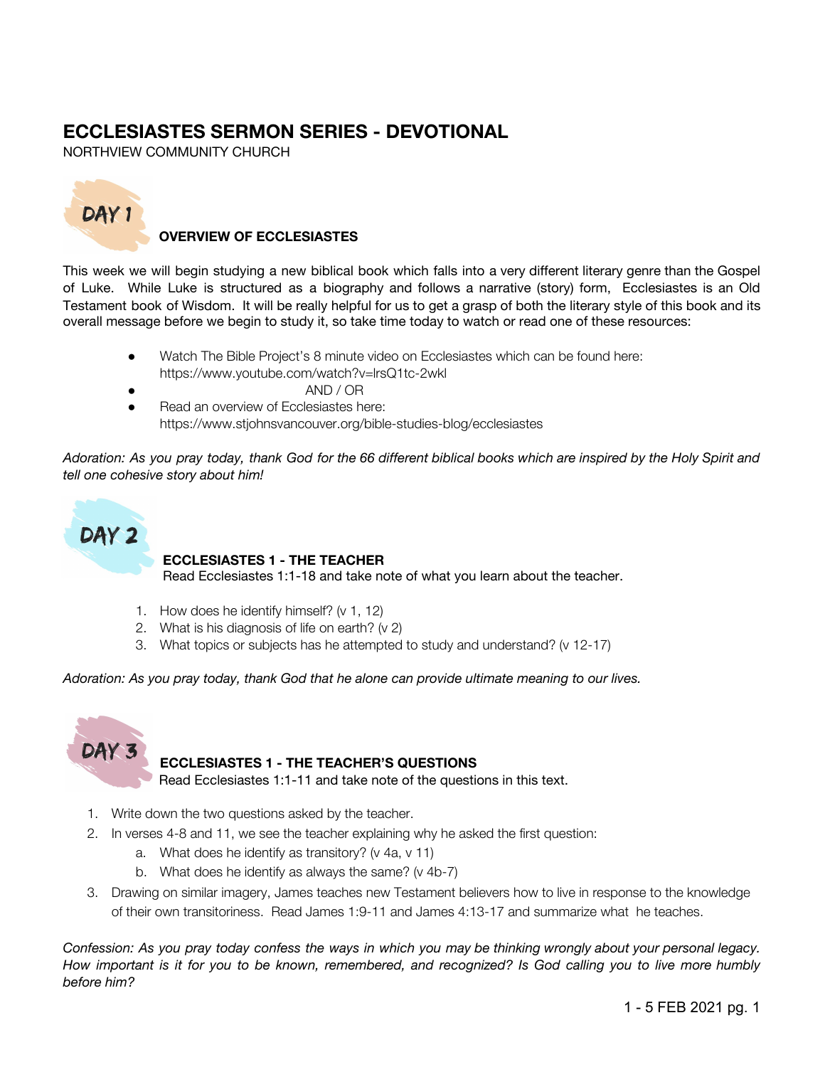# ECCLESIASTES SERMON SERIES - DEVOTIONAL

NORTHVIEW COMMUNITY CHURCH

## DAY 1

### OVERVIEW OF ECCLESIASTES

This week we will begin studying a new biblical book which falls into a very different literary genre than the Gospel of Luke. While Luke is structured as a biography and follows a narrative (story) form, Ecclesiastes is an Old Testament book of Wisdom. It will be really helpful for us to get a grasp of both the literary style of this book and its overall message before we begin to study it, so take time today to watch or read one of these resources:

- Watch The Bible Project's 8 minute video on Ecclesiastes which can be found here: https://www.youtube.com/watch?v=lrsQ1tc-2wkl
- AND / OR
- Read an overview of Ecclesiastes here: https://www.stjohnsvancouver.org/bible-studies-blog/ecclesiastes

*Adoration: As you pray today, thank God for the 66 different biblical books which are inspired by the Holy Spirit and tell one cohesive story about him!*

## DAY 2

### ECCLESIASTES 1 - THE TEACHER

Read Ecclesiastes 1:1-18 and take note of what you learn about the teacher.

1. How does he identify himself? (v 1, 12)
2. What is his diagnosis of life on earth? (v 2)
3. What topics or subjects has he attempted to study and understand? (v 12-17)

*Adoration: As you pray today, thank God that he alone can provide ultimate meaning to our lives.*

## DAY 3

### ECCLESIASTES 1 - THE TEACHER'S QUESTIONS

Read Ecclesiastes 1:1-11 and take note of the questions in this text.

1. Write down the two questions asked by the teacher.
2. In verses 4-8 and 11, we see the teacher explaining why he asked the first question:
    a. What does he identify as transitory? (v 4a, v 11)
    b. What does he identify as always the same? (v 4b-7)
3. Drawing on similar imagery, James teaches new Testament believers how to live in response to the knowledge of their own transitoriness. Read James 1:9-11 and James 4:13-17 and summarize what he teaches.

*Confession: As you pray today confess the ways in which you may be thinking wrongly about your personal legacy. How important is it for you to be known, remembered, and recognized? Is God calling you to live more humbly before him?*

1 - 5 FEB 2021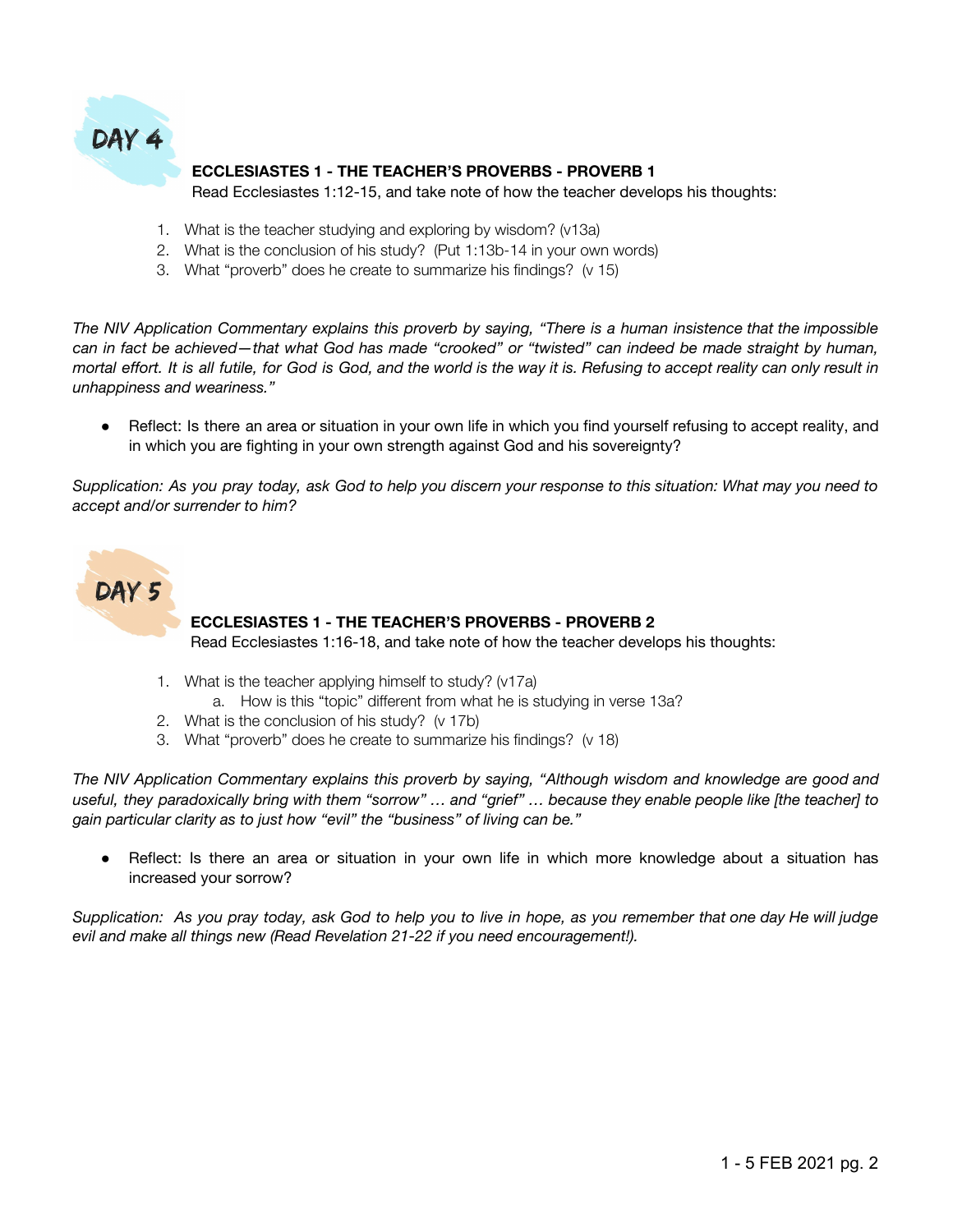## DAY 4

**ECCLESIASTES 1 - THE TEACHER'S PROVERBS - PROVERB 1**

Read Ecclesiastes 1:12-15, and take note of how the teacher develops his thoughts:

1. What is the teacher studying and exploring by wisdom? (v13a)
2. What is the conclusion of his study? (Put 1:13b-14 in your own words)
3. What "proverb" does he create to summarize his findings? (v 15)

*The NIV Application Commentary explains this proverb by saying, "There is a human insistence that the impossible can in fact be achieved—that what God has made "crooked" or "twisted" can indeed be made straight by human, mortal effort. It is all futile, for God is God, and the world is the way it is. Refusing to accept reality can only result in unhappiness and weariness."*

- Reflect: Is there an area or situation in your own life in which you find yourself refusing to accept reality, and in which you are fighting in your own strength against God and his sovereignty?

*Supplication: As you pray today, ask God to help you discern your response to this situation: What may you need to accept and/or surrender to him?*

## DAY 5

**ECCLESIASTES 1 - THE TEACHER'S PROVERBS - PROVERB 2**

Read Ecclesiastes 1:16-18, and take note of how the teacher develops his thoughts:

1. What is the teacher applying himself to study? (v17a)
   a. How is this "topic" different from what he is studying in verse 13a?
2. What is the conclusion of his study? (v 17b)
3. What "proverb" does he create to summarize his findings? (v 18)

*The NIV Application Commentary explains this proverb by saying, "Although wisdom and knowledge are good and useful, they paradoxically bring with them "sorrow" … and "grief" … because they enable people like [the teacher] to gain particular clarity as to just how "evil" the "business" of living can be."*

- Reflect: Is there an area or situation in your own life in which more knowledge about a situation has increased your sorrow?

*Supplication: As you pray today, ask God to help you to live in hope, as you remember that one day He will judge evil and make all things new (Read Revelation 21-22 if you need encouragement!).*